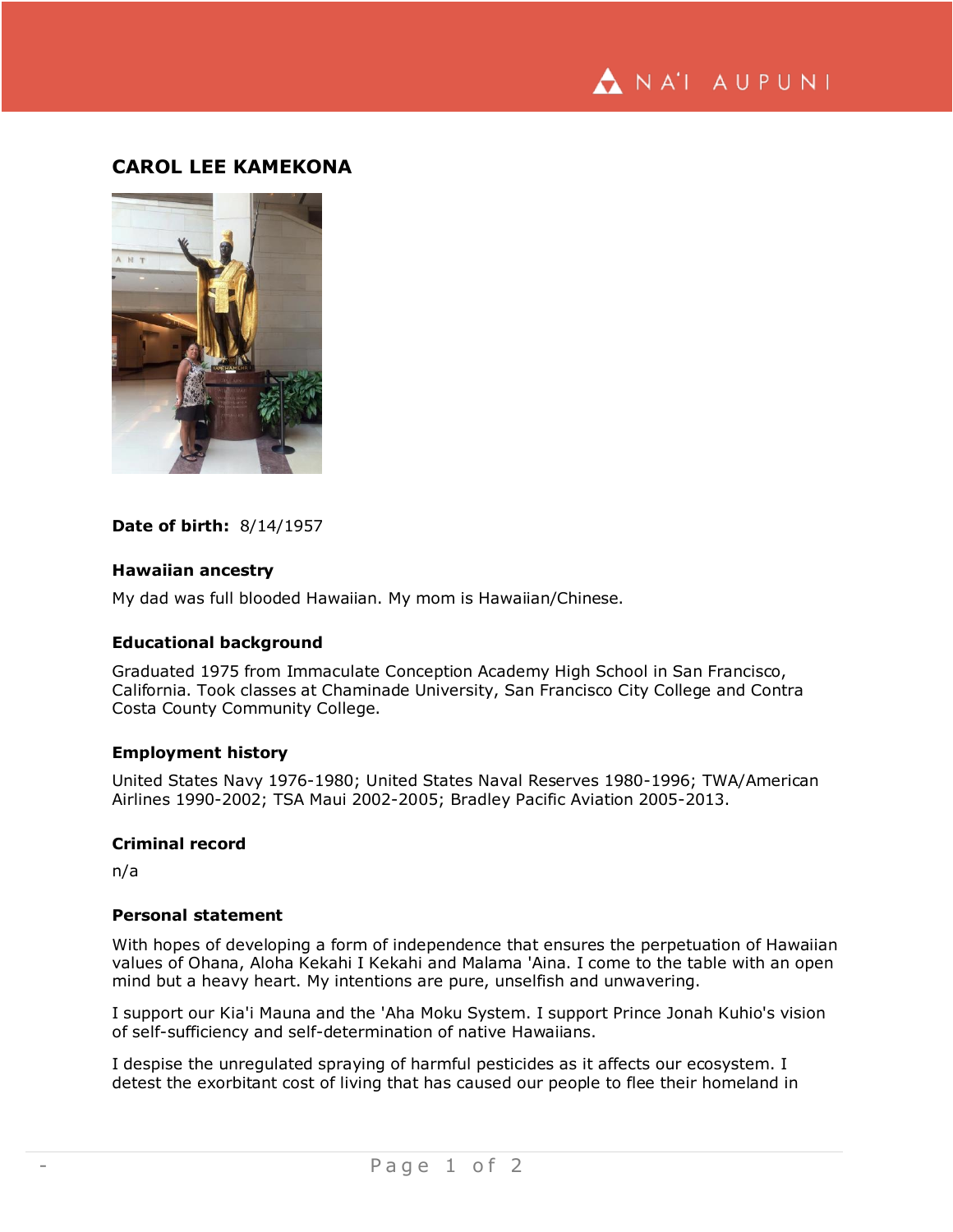# CAROL LEE KAMEKONA

**Date of birth:** 8/14/1957

### Hawaiian ancestry

My dad was full blooded Hawaiian. My mom is Hawaiian/Chinese.

### Educational background

Graduated 1975 from Immaculate Conception Academy High School in San Francisco, California. Took classes at Chaminade University, San Francisco City College and Contra Costa County Community College.

### Employment history

United States Navy 1976-1980; United States Naval Reserves 1980-1996; TWA/American Airlines 1990-2002; TSA Maui 2002-2005; Bradley Pacific Aviation 2005-2013.

### Criminal record

n/a

### Personal statement

With hopes of developing a form of independence that ensures the perpetuation of Hawaiian values of Ohana, Aloha Kekahi I Kekahi and Malama 'Aina. I come to the table with an open mind but a heavy heart. My intentions are pure, unselfish and unwavering.

I support our Kia'i Mauna and the 'Aha Moku System. I support Prince Jonah Kuhio's vision of self-sufficiency and self-determination of native Hawaiians.

I despise the unregulated spraying of harmful pesticides as it affects our ecosystem. I detest the exorbitant cost of living that has caused our people to flee their homeland in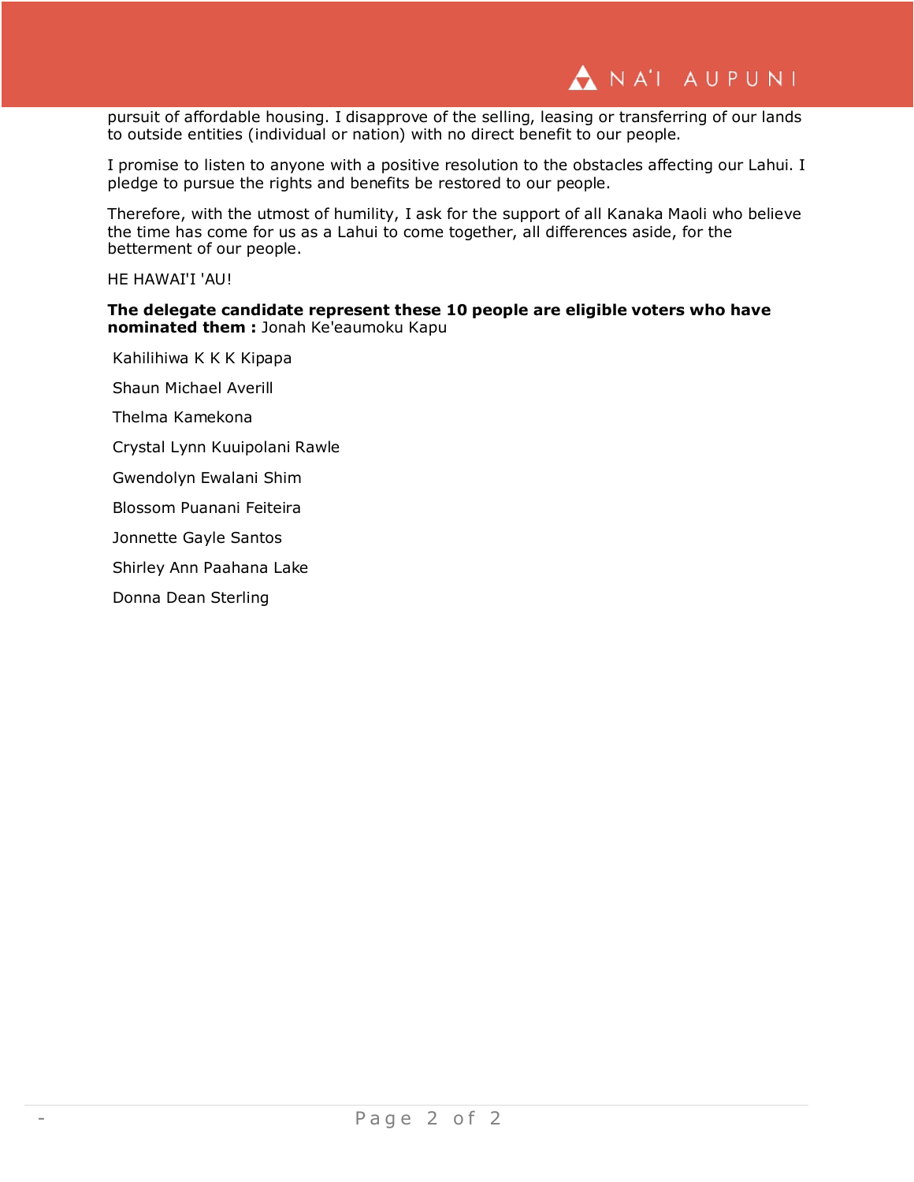pursuit of affordable housing. I disapprove of the selling, leasing or transferring of our lands to outside entities (individual or nation) with no direct benefit to our people.

I promise to listen to anyone with a positive resolution to the obstacles affecting our Lahui. I pledge to pursue the rights and benefits be restored to our people.

Therefore, with the utmost of humility, I ask for the support of all Kanaka Maoli who believe the time has come for us as a Lahui to come together, all differences aside, for the betterment of our people.

HE HAWAI'I 'AU!

**The delegate candidate represent these 10 people are eligible voters who have nominated them :** Jonah Ke'eaumoku Kapu

Kahilihiwa K K K Kipapa

Shaun Michael Averill

Thelma Kamekona

Crystal Lynn Kuuipolani Rawle

Gwendolyn Ewalani Shim

Blossom Puanani Feiteira

Jonnette Gayle Santos

Shirley Ann Paahana Lake

Donna Dean Sterling